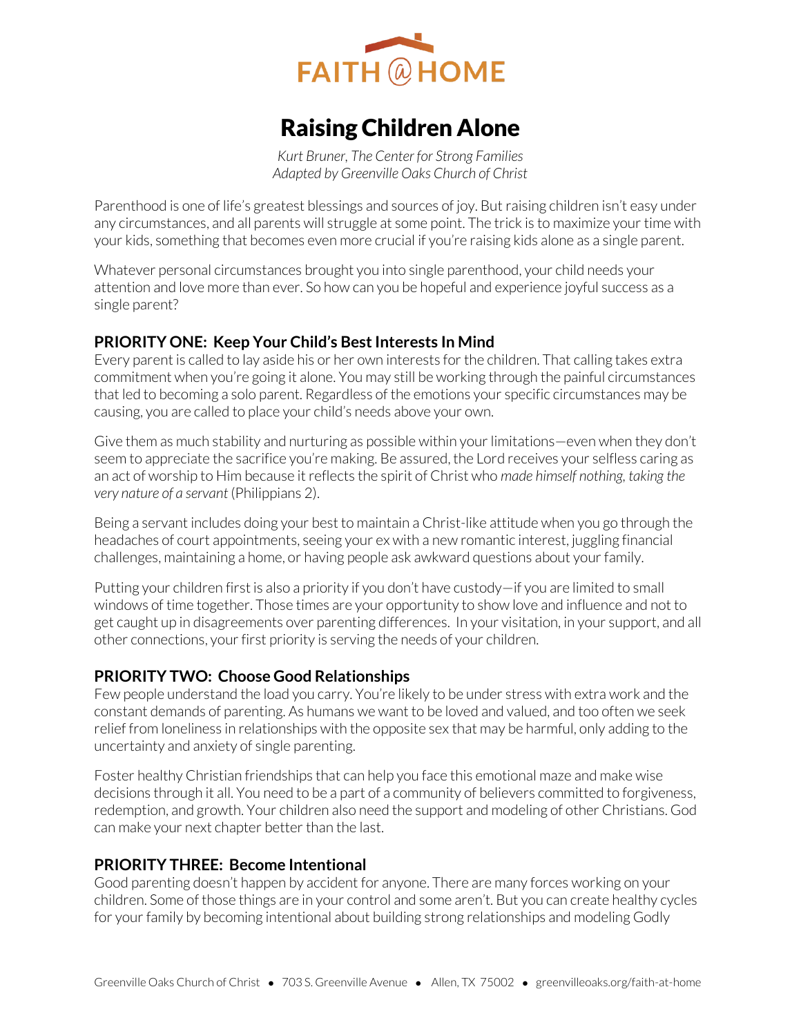FAITH @ HOME

# Raising Children Alone

*Kurt Bruner, The Center for Strong Families*
*Adapted by Greenville Oaks Church of Christ*

Parenthood is one of life's greatest blessings and sources of joy. But raising children isn't easy under any circumstances, and all parents will struggle at some point. The trick is to maximize your time with your kids, something that becomes even more crucial if you're raising kids alone as a single parent.

Whatever personal circumstances brought you into single parenthood, your child needs your attention and love more than ever. So how can you be hopeful and experience joyful success as a single parent?

### PRIORITY ONE: Keep Your Child's Best Interests In Mind

Every parent is called to lay aside his or her own interests for the children. That calling takes extra commitment when you're going it alone. You may still be working through the painful circumstances that led to becoming a solo parent. Regardless of the emotions your specific circumstances may be causing, you are called to place your child's needs above your own.

Give them as much stability and nurturing as possible within your limitations—even when they don't seem to appreciate the sacrifice you're making. Be assured, the Lord receives your selfless caring as an act of worship to Him because it reflects the spirit of Christ who *made himself nothing, taking the very nature of a servant* (Philippians 2).

Being a servant includes doing your best to maintain a Christ-like attitude when you go through the headaches of court appointments, seeing your ex with a new romantic interest, juggling financial challenges, maintaining a home, or having people ask awkward questions about your family.

Putting your children first is also a priority if you don't have custody—if you are limited to small windows of time together. Those times are your opportunity to show love and influence and not to get caught up in disagreements over parenting differences. In your visitation, in your support, and all other connections, your first priority is serving the needs of your children.

### PRIORITY TWO: Choose Good Relationships

Few people understand the load you carry. You're likely to be under stress with extra work and the constant demands of parenting. As humans we want to be loved and valued, and too often we seek relief from loneliness in relationships with the opposite sex that may be harmful, only adding to the uncertainty and anxiety of single parenting.

Foster healthy Christian friendships that can help you face this emotional maze and make wise decisions through it all. You need to be a part of a community of believers committed to forgiveness, redemption, and growth. Your children also need the support and modeling of other Christians. God can make your next chapter better than the last.

### PRIORITY THREE: Become Intentional

Good parenting doesn't happen by accident for anyone. There are many forces working on your children. Some of those things are in your control and some aren't. But you can create healthy cycles for your family by becoming intentional about building strong relationships and modeling Godly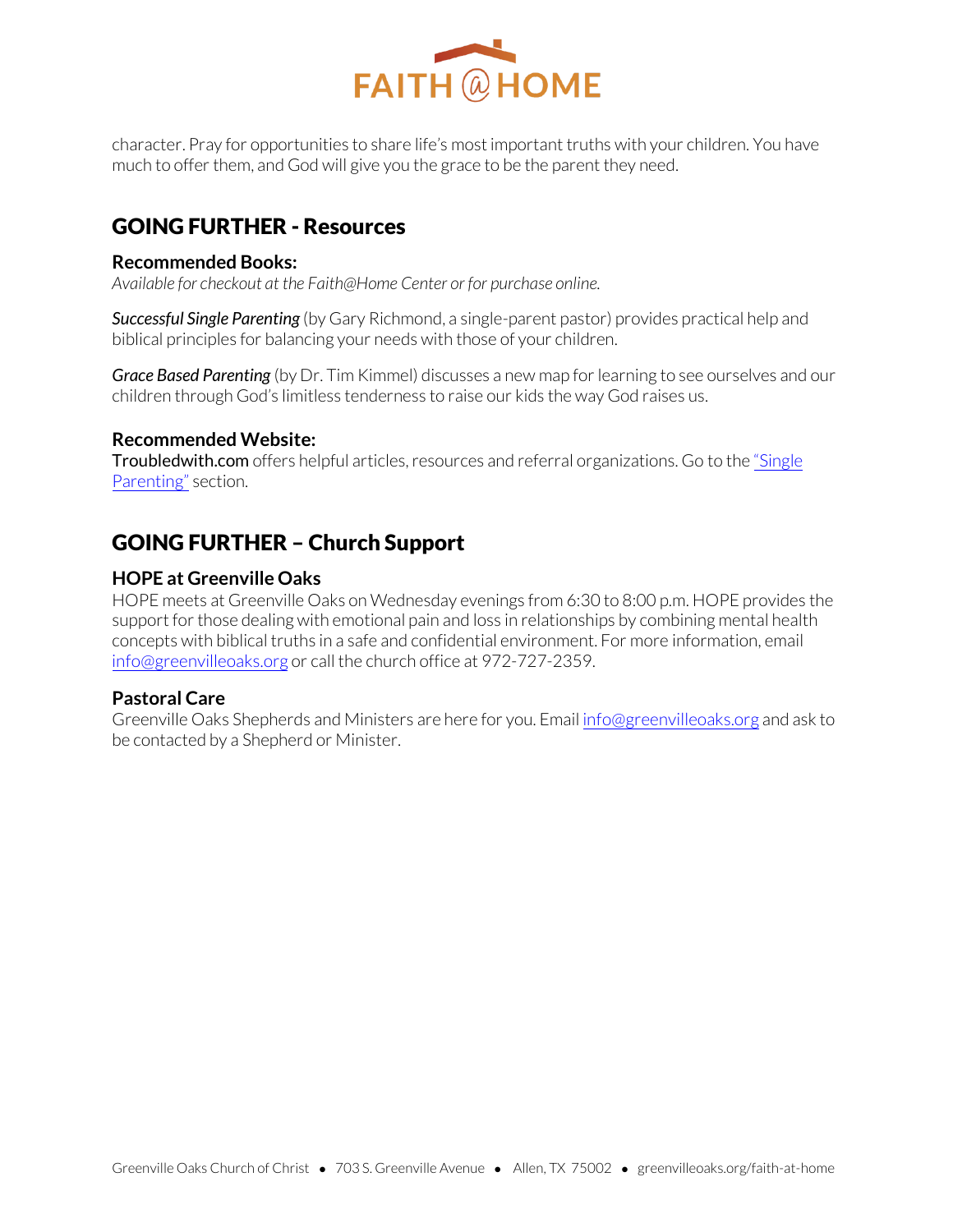character. Pray for opportunities to share life's most important truths with your children. You have much to offer them, and God will give you the grace to be the parent they need.

## GOING FURTHER - Resources

### Recommended Books:

*Available for checkout at the Faith@Home Center or for purchase online.*

***Successful Single Parenting*** (by Gary Richmond, a single-parent pastor) provides practical help and biblical principles for balancing your needs with those of your children.

***Grace Based Parenting*** (by Dr. Tim Kimmel) discusses a new map for learning to see ourselves and our children through God's limitless tenderness to raise our kids the way God raises us.

### Recommended Website:

Troubledwith.com offers helpful articles, resources and referral organizations. Go to the "Single Parenting" section.

## GOING FURTHER – Church Support

### HOPE at Greenville Oaks

HOPE meets at Greenville Oaks on Wednesday evenings from 6:30 to 8:00 p.m. HOPE provides the support for those dealing with emotional pain and loss in relationships by combining mental health concepts with biblical truths in a safe and confidential environment. For more information, email info@greenvilleoaks.org or call the church office at 972-727-2359.

### Pastoral Care

Greenville Oaks Shepherds and Ministers are here for you. Email info@greenvilleoaks.org and ask to be contacted by a Shepherd or Minister.